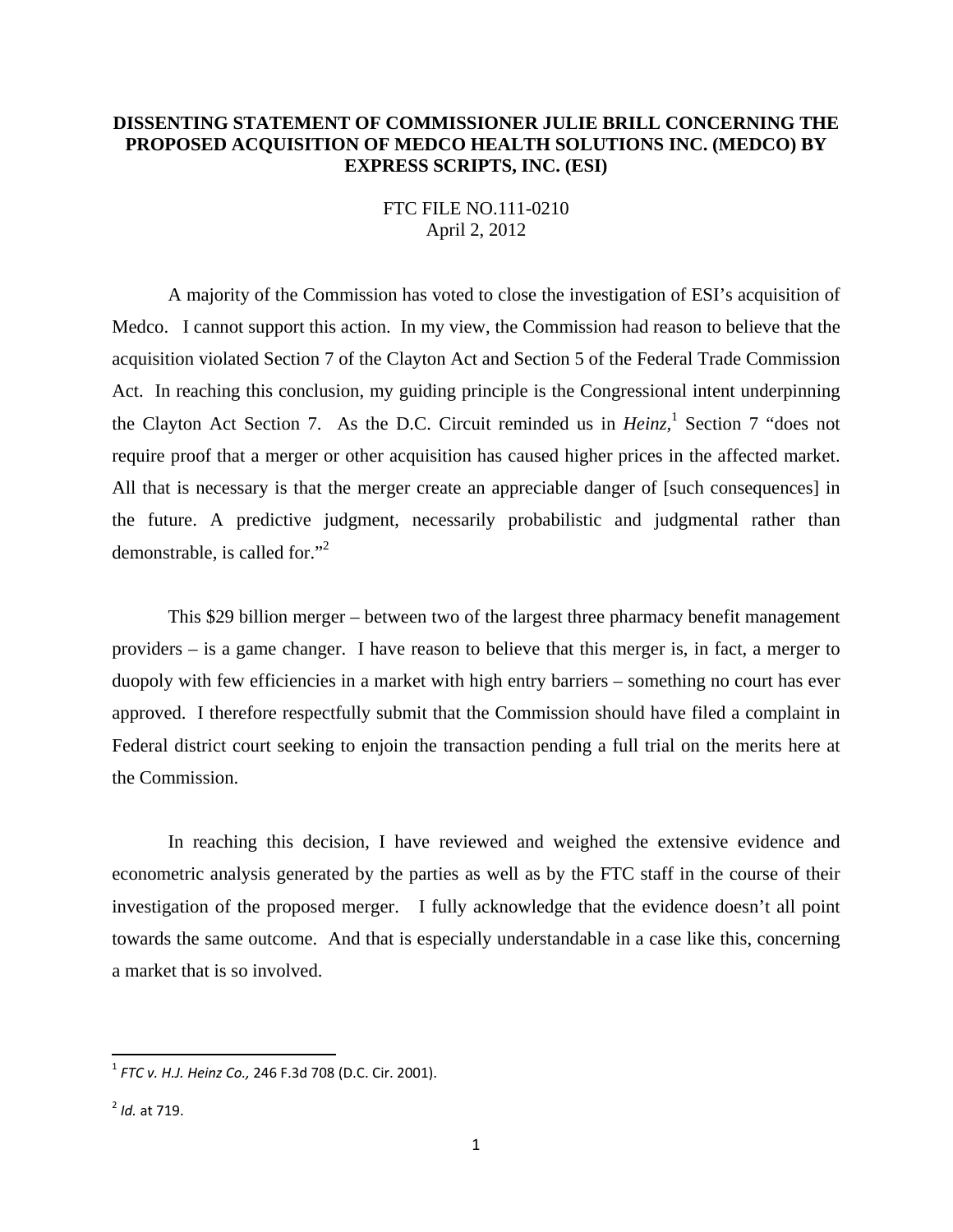**DISSENTING STATEMENT OF COMMISSIONER JULIE BRILL CONCERNING THE PROPOSED ACQUISITION OF MEDCO HEALTH SOLUTIONS INC. (MEDCO) BY EXPRESS SCRIPTS, INC. (ESI)**

FTC FILE NO.111-0210
April 2, 2012

A majority of the Commission has voted to close the investigation of ESI's acquisition of Medco. I cannot support this action. In my view, the Commission had reason to believe that the acquisition violated Section 7 of the Clayton Act and Section 5 of the Federal Trade Commission Act. In reaching this conclusion, my guiding principle is the Congressional intent underpinning the Clayton Act Section 7. As the D.C. Circuit reminded us in *Heinz*,[1] Section 7 "does not require proof that a merger or other acquisition has caused higher prices in the affected market. All that is necessary is that the merger create an appreciable danger of [such consequences] in the future. A predictive judgment, necessarily probabilistic and judgmental rather than demonstrable, is called for."[2]

This $29 billion merger – between two of the largest three pharmacy benefit management providers – is a game changer. I have reason to believe that this merger is, in fact, a merger to duopoly with few efficiencies in a market with high entry barriers – something no court has ever approved. I therefore respectfully submit that the Commission should have filed a complaint in Federal district court seeking to enjoin the transaction pending a full trial on the merits here at the Commission.

In reaching this decision, I have reviewed and weighed the extensive evidence and econometric analysis generated by the parties as well as by the FTC staff in the course of their investigation of the proposed merger. I fully acknowledge that the evidence doesn't all point towards the same outcome. And that is especially understandable in a case like this, concerning a market that is so involved.

---

[1] *FTC v. H.J. Heinz Co.,* 246 F.3d 708 (D.C. Cir. 2001).

[2] *Id.* at 719.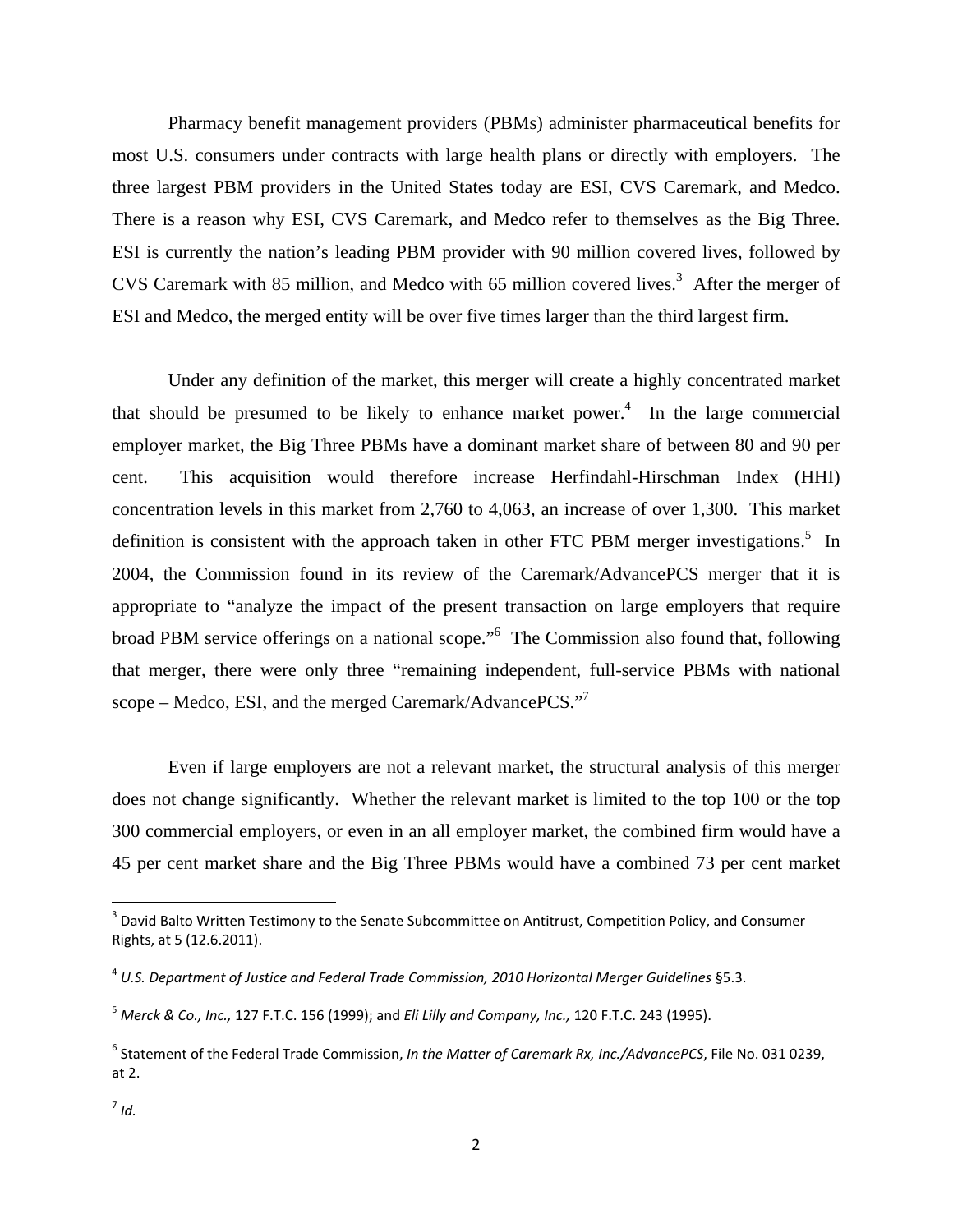Pharmacy benefit management providers (PBMs) administer pharmaceutical benefits for most U.S. consumers under contracts with large health plans or directly with employers. The three largest PBM providers in the United States today are ESI, CVS Caremark, and Medco. There is a reason why ESI, CVS Caremark, and Medco refer to themselves as the Big Three. ESI is currently the nation's leading PBM provider with 90 million covered lives, followed by CVS Caremark with 85 million, and Medco with 65 million covered lives.[3] After the merger of ESI and Medco, the merged entity will be over five times larger than the third largest firm.

Under any definition of the market, this merger will create a highly concentrated market that should be presumed to be likely to enhance market power.[4] In the large commercial employer market, the Big Three PBMs have a dominant market share of between 80 and 90 per cent. This acquisition would therefore increase Herfindahl-Hirschman Index (HHI) concentration levels in this market from 2,760 to 4,063, an increase of over 1,300. This market definition is consistent with the approach taken in other FTC PBM merger investigations.[5] In 2004, the Commission found in its review of the Caremark/AdvancePCS merger that it is appropriate to "analyze the impact of the present transaction on large employers that require broad PBM service offerings on a national scope."[6] The Commission also found that, following that merger, there were only three "remaining independent, full-service PBMs with national scope – Medco, ESI, and the merged Caremark/AdvancePCS."[7]

Even if large employers are not a relevant market, the structural analysis of this merger does not change significantly. Whether the relevant market is limited to the top 100 or the top 300 commercial employers, or even in an all employer market, the combined firm would have a 45 per cent market share and the Big Three PBMs would have a combined 73 per cent market

---

[3] David Balto Written Testimony to the Senate Subcommittee on Antitrust, Competition Policy, and Consumer Rights, at 5 (12.6.2011).

[4] *U.S. Department of Justice and Federal Trade Commission, 2010 Horizontal Merger Guidelines* §5.3.

[5] *Merck & Co., Inc.,* 127 F.T.C. 156 (1999); and *Eli Lilly and Company, Inc.,* 120 F.T.C. 243 (1995).

[6] Statement of the Federal Trade Commission, *In the Matter of Caremark Rx, Inc./AdvancePCS*, File No. 031 0239, at 2.

[7] *Id.*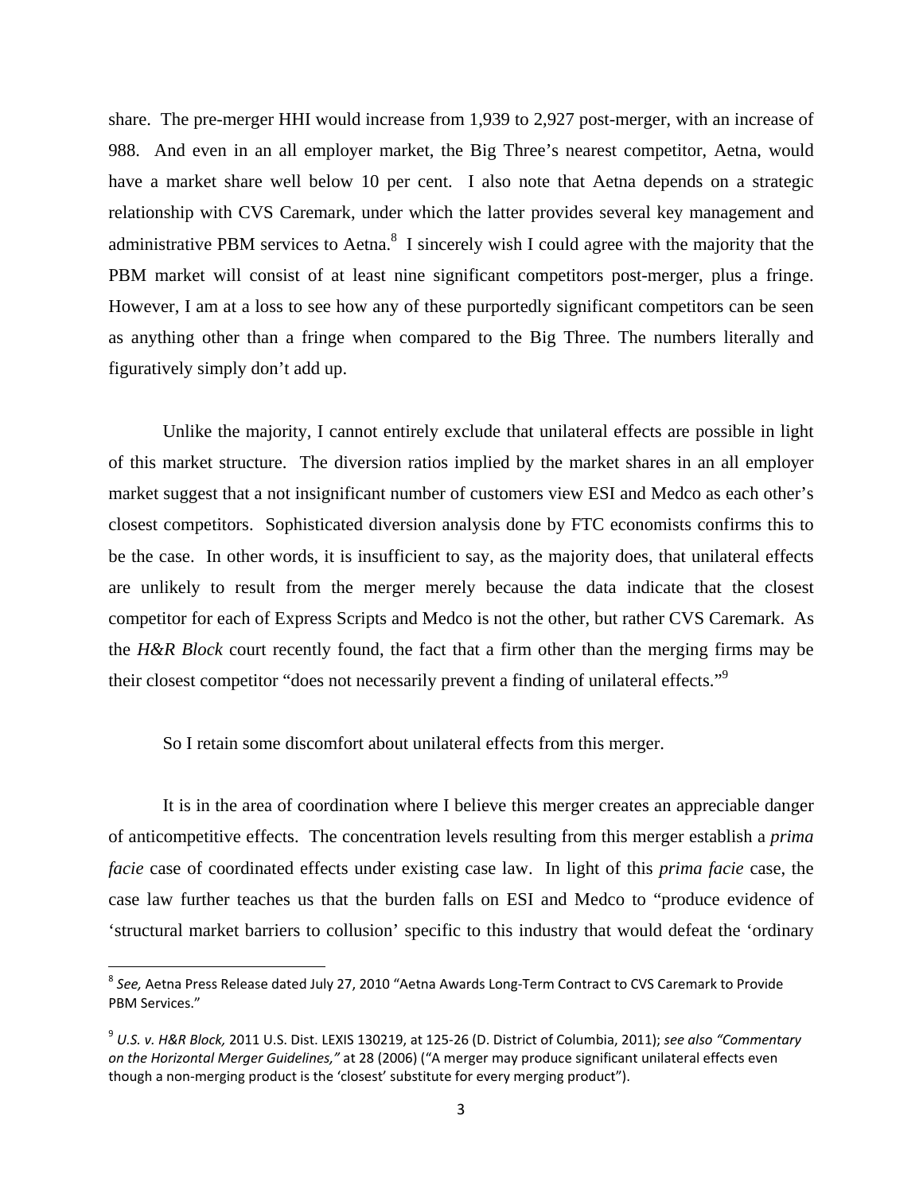share. The pre-merger HHI would increase from 1,939 to 2,927 post-merger, with an increase of 988. And even in an all employer market, the Big Three's nearest competitor, Aetna, would have a market share well below 10 per cent. I also note that Aetna depends on a strategic relationship with CVS Caremark, under which the latter provides several key management and administrative PBM services to Aetna.[8] I sincerely wish I could agree with the majority that the PBM market will consist of at least nine significant competitors post-merger, plus a fringe. However, I am at a loss to see how any of these purportedly significant competitors can be seen as anything other than a fringe when compared to the Big Three. The numbers literally and figuratively simply don't add up.

Unlike the majority, I cannot entirely exclude that unilateral effects are possible in light of this market structure. The diversion ratios implied by the market shares in an all employer market suggest that a not insignificant number of customers view ESI and Medco as each other's closest competitors. Sophisticated diversion analysis done by FTC economists confirms this to be the case. In other words, it is insufficient to say, as the majority does, that unilateral effects are unlikely to result from the merger merely because the data indicate that the closest competitor for each of Express Scripts and Medco is not the other, but rather CVS Caremark. As the *H&R Block* court recently found, the fact that a firm other than the merging firms may be their closest competitor "does not necessarily prevent a finding of unilateral effects."[9]

So I retain some discomfort about unilateral effects from this merger.

It is in the area of coordination where I believe this merger creates an appreciable danger of anticompetitive effects. The concentration levels resulting from this merger establish a *prima facie* case of coordinated effects under existing case law. In light of this *prima facie* case, the case law further teaches us that the burden falls on ESI and Medco to "produce evidence of 'structural market barriers to collusion' specific to this industry that would defeat the 'ordinary

---

[8] *See,* Aetna Press Release dated July 27, 2010 "Aetna Awards Long-Term Contract to CVS Caremark to Provide PBM Services."

[9] *U.S. v. H&R Block,* 2011 U.S. Dist. LEXIS 130219, at 125-26 (D. District of Columbia, 2011); *see also "Commentary on the Horizontal Merger Guidelines,"* at 28 (2006) ("A merger may produce significant unilateral effects even though a non-merging product is the 'closest' substitute for every merging product").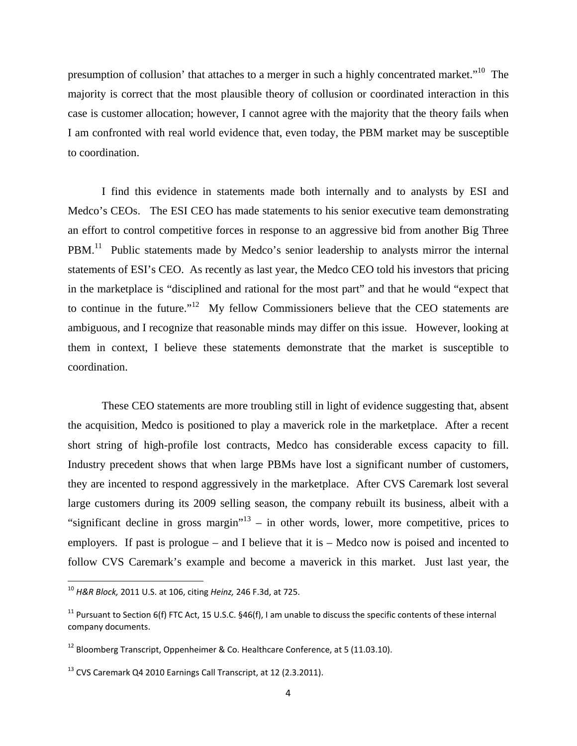presumption of collusion' that attaches to a merger in such a highly concentrated market."[10] The majority is correct that the most plausible theory of collusion or coordinated interaction in this case is customer allocation; however, I cannot agree with the majority that the theory fails when I am confronted with real world evidence that, even today, the PBM market may be susceptible to coordination.

I find this evidence in statements made both internally and to analysts by ESI and Medco's CEOs. The ESI CEO has made statements to his senior executive team demonstrating an effort to control competitive forces in response to an aggressive bid from another Big Three PBM.[11] Public statements made by Medco's senior leadership to analysts mirror the internal statements of ESI's CEO. As recently as last year, the Medco CEO told his investors that pricing in the marketplace is "disciplined and rational for the most part" and that he would "expect that to continue in the future."[12] My fellow Commissioners believe that the CEO statements are ambiguous, and I recognize that reasonable minds may differ on this issue. However, looking at them in context, I believe these statements demonstrate that the market is susceptible to coordination.

These CEO statements are more troubling still in light of evidence suggesting that, absent the acquisition, Medco is positioned to play a maverick role in the marketplace. After a recent short string of high-profile lost contracts, Medco has considerable excess capacity to fill. Industry precedent shows that when large PBMs have lost a significant number of customers, they are incented to respond aggressively in the marketplace. After CVS Caremark lost several large customers during its 2009 selling season, the company rebuilt its business, albeit with a "significant decline in gross margin"[13] – in other words, lower, more competitive, prices to employers. If past is prologue – and I believe that it is – Medco now is poised and incented to follow CVS Caremark's example and become a maverick in this market. Just last year, the

---

[10] *H&R Block,* 2011 U.S. at 106, citing *Heinz,* 246 F.3d, at 725.

[11] Pursuant to Section 6(f) FTC Act, 15 U.S.C. §46(f), I am unable to discuss the specific contents of these internal company documents.

[12] Bloomberg Transcript, Oppenheimer & Co. Healthcare Conference, at 5 (11.03.10).

[13] CVS Caremark Q4 2010 Earnings Call Transcript, at 12 (2.3.2011).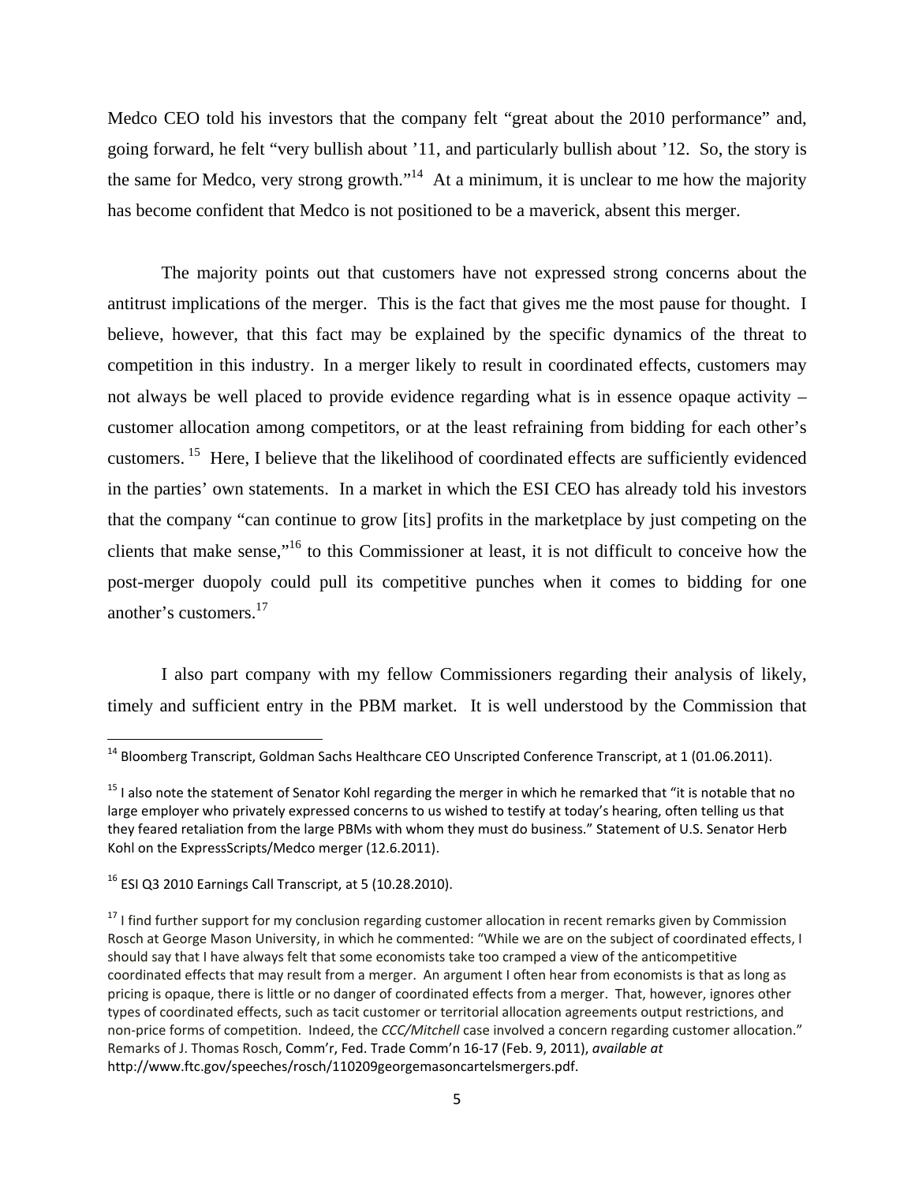Medco CEO told his investors that the company felt "great about the 2010 performance" and, going forward, he felt "very bullish about '11, and particularly bullish about '12. So, the story is the same for Medco, very strong growth."[14] At a minimum, it is unclear to me how the majority has become confident that Medco is not positioned to be a maverick, absent this merger.

The majority points out that customers have not expressed strong concerns about the antitrust implications of the merger. This is the fact that gives me the most pause for thought. I believe, however, that this fact may be explained by the specific dynamics of the threat to competition in this industry. In a merger likely to result in coordinated effects, customers may not always be well placed to provide evidence regarding what is in essence opaque activity – customer allocation among competitors, or at the least refraining from bidding for each other's customers.[15] Here, I believe that the likelihood of coordinated effects are sufficiently evidenced in the parties' own statements. In a market in which the ESI CEO has already told his investors that the company "can continue to grow [its] profits in the marketplace by just competing on the clients that make sense,"[16] to this Commissioner at least, it is not difficult to conceive how the post-merger duopoly could pull its competitive punches when it comes to bidding for one another's customers.[17]

I also part company with my fellow Commissioners regarding their analysis of likely, timely and sufficient entry in the PBM market. It is well understood by the Commission that

---

[14] Bloomberg Transcript, Goldman Sachs Healthcare CEO Unscripted Conference Transcript, at 1 (01.06.2011).

[15] I also note the statement of Senator Kohl regarding the merger in which he remarked that "it is notable that no large employer who privately expressed concerns to us wished to testify at today's hearing, often telling us that they feared retaliation from the large PBMs with whom they must do business." Statement of U.S. Senator Herb Kohl on the ExpressScripts/Medco merger (12.6.2011).

[16] ESI Q3 2010 Earnings Call Transcript, at 5 (10.28.2010).

[17] I find further support for my conclusion regarding customer allocation in recent remarks given by Commission Rosch at George Mason University, in which he commented: "While we are on the subject of coordinated effects, I should say that I have always felt that some economists take too cramped a view of the anticompetitive coordinated effects that may result from a merger. An argument I often hear from economists is that as long as pricing is opaque, there is little or no danger of coordinated effects from a merger. That, however, ignores other types of coordinated effects, such as tacit customer or territorial allocation agreements output restrictions, and non-price forms of competition. Indeed, the *CCC/Mitchell* case involved a concern regarding customer allocation." Remarks of J. Thomas Rosch, Comm'r, Fed. Trade Comm'n 16-17 (Feb. 9, 2011), *available at* http://www.ftc.gov/speeches/rosch/110209georgemasoncartelsmergers.pdf.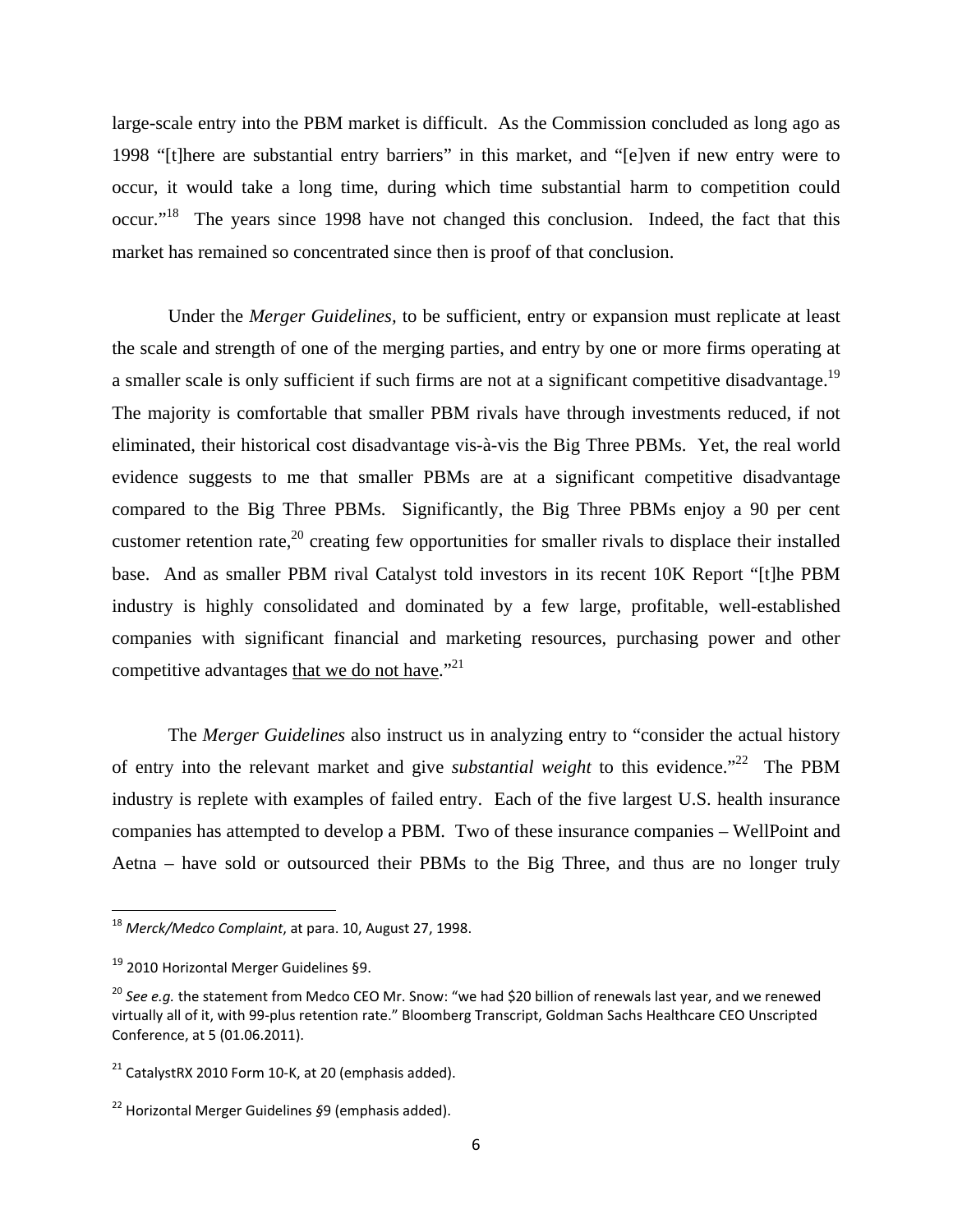large-scale entry into the PBM market is difficult. As the Commission concluded as long ago as 1998 "[t]here are substantial entry barriers" in this market, and "[e]ven if new entry were to occur, it would take a long time, during which time substantial harm to competition could occur."[18] The years since 1998 have not changed this conclusion. Indeed, the fact that this market has remained so concentrated since then is proof of that conclusion.

Under the *Merger Guidelines*, to be sufficient, entry or expansion must replicate at least the scale and strength of one of the merging parties, and entry by one or more firms operating at a smaller scale is only sufficient if such firms are not at a significant competitive disadvantage.[19] The majority is comfortable that smaller PBM rivals have through investments reduced, if not eliminated, their historical cost disadvantage vis-à-vis the Big Three PBMs. Yet, the real world evidence suggests to me that smaller PBMs are at a significant competitive disadvantage compared to the Big Three PBMs. Significantly, the Big Three PBMs enjoy a 90 per cent customer retention rate,[20] creating few opportunities for smaller rivals to displace their installed base. And as smaller PBM rival Catalyst told investors in its recent 10K Report "[t]he PBM industry is highly consolidated and dominated by a few large, profitable, well-established companies with significant financial and marketing resources, purchasing power and other competitive advantages <u>that we do not have</u>."[21]

The *Merger Guidelines* also instruct us in analyzing entry to "consider the actual history of entry into the relevant market and give *substantial weight* to this evidence."[22] The PBM industry is replete with examples of failed entry. Each of the five largest U.S. health insurance companies has attempted to develop a PBM. Two of these insurance companies – WellPoint and Aetna – have sold or outsourced their PBMs to the Big Three, and thus are no longer truly

---

[18] *Merck/Medco Complaint*, at para. 10, August 27, 1998.

[19] 2010 Horizontal Merger Guidelines §9.

[20] *See e.g.* the statement from Medco CEO Mr. Snow: "we had $20 billion of renewals last year, and we renewed virtually all of it, with 99-plus retention rate." Bloomberg Transcript, Goldman Sachs Healthcare CEO Unscripted Conference, at 5 (01.06.2011).

[21] CatalystRX 2010 Form 10-K, at 20 (emphasis added).

[22] Horizontal Merger Guidelines §9 (emphasis added).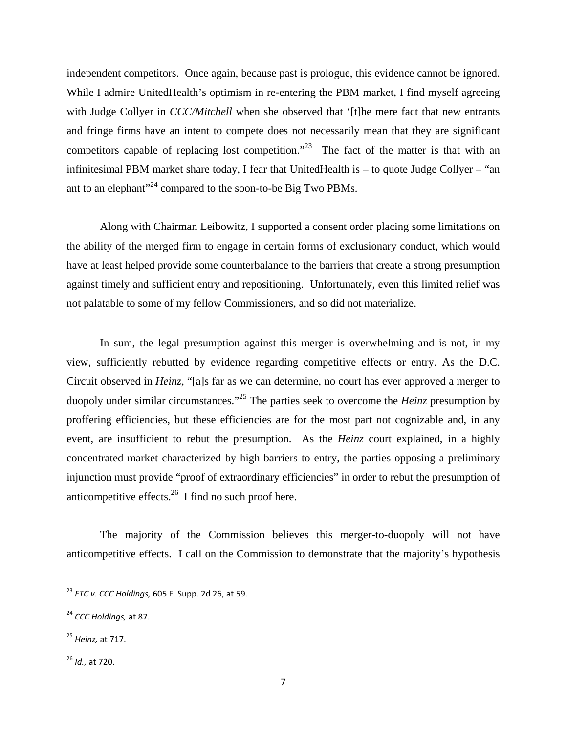independent competitors. Once again, because past is prologue, this evidence cannot be ignored. While I admire UnitedHealth's optimism in re-entering the PBM market, I find myself agreeing with Judge Collyer in *CCC/Mitchell* when she observed that '[t]he mere fact that new entrants and fringe firms have an intent to compete does not necessarily mean that they are significant competitors capable of replacing lost competition."[23] The fact of the matter is that with an infinitesimal PBM market share today, I fear that UnitedHealth is – to quote Judge Collyer – "an ant to an elephant"[24] compared to the soon-to-be Big Two PBMs.

Along with Chairman Leibowitz, I supported a consent order placing some limitations on the ability of the merged firm to engage in certain forms of exclusionary conduct, which would have at least helped provide some counterbalance to the barriers that create a strong presumption against timely and sufficient entry and repositioning. Unfortunately, even this limited relief was not palatable to some of my fellow Commissioners, and so did not materialize.

In sum, the legal presumption against this merger is overwhelming and is not, in my view, sufficiently rebutted by evidence regarding competitive effects or entry. As the D.C. Circuit observed in *Heinz*, "[a]s far as we can determine, no court has ever approved a merger to duopoly under similar circumstances."[25] The parties seek to overcome the *Heinz* presumption by proffering efficiencies, but these efficiencies are for the most part not cognizable and, in any event, are insufficient to rebut the presumption. As the *Heinz* court explained, in a highly concentrated market characterized by high barriers to entry, the parties opposing a preliminary injunction must provide "proof of extraordinary efficiencies" in order to rebut the presumption of anticompetitive effects.[26] I find no such proof here.

The majority of the Commission believes this merger-to-duopoly will not have anticompetitive effects. I call on the Commission to demonstrate that the majority's hypothesis

---

[23] *FTC v. CCC Holdings,* 605 F. Supp. 2d 26, at 59.

[24] *CCC Holdings,* at 87.

[25] *Heinz,* at 717.

[26] *Id.,* at 720.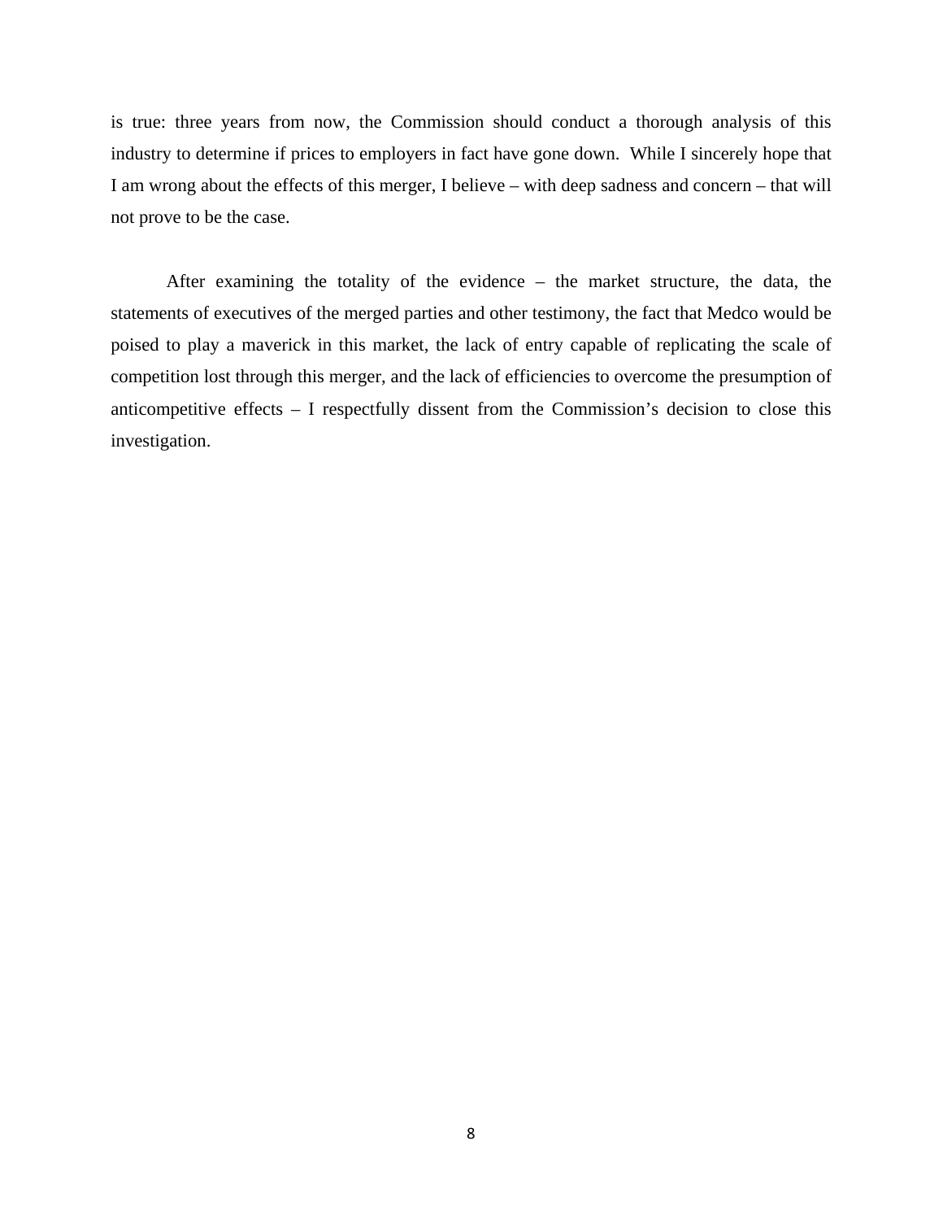is true: three years from now, the Commission should conduct a thorough analysis of this industry to determine if prices to employers in fact have gone down. While I sincerely hope that I am wrong about the effects of this merger, I believe – with deep sadness and concern – that will not prove to be the case.

After examining the totality of the evidence – the market structure, the data, the statements of executives of the merged parties and other testimony, the fact that Medco would be poised to play a maverick in this market, the lack of entry capable of replicating the scale of competition lost through this merger, and the lack of efficiencies to overcome the presumption of anticompetitive effects – I respectfully dissent from the Commission's decision to close this investigation.